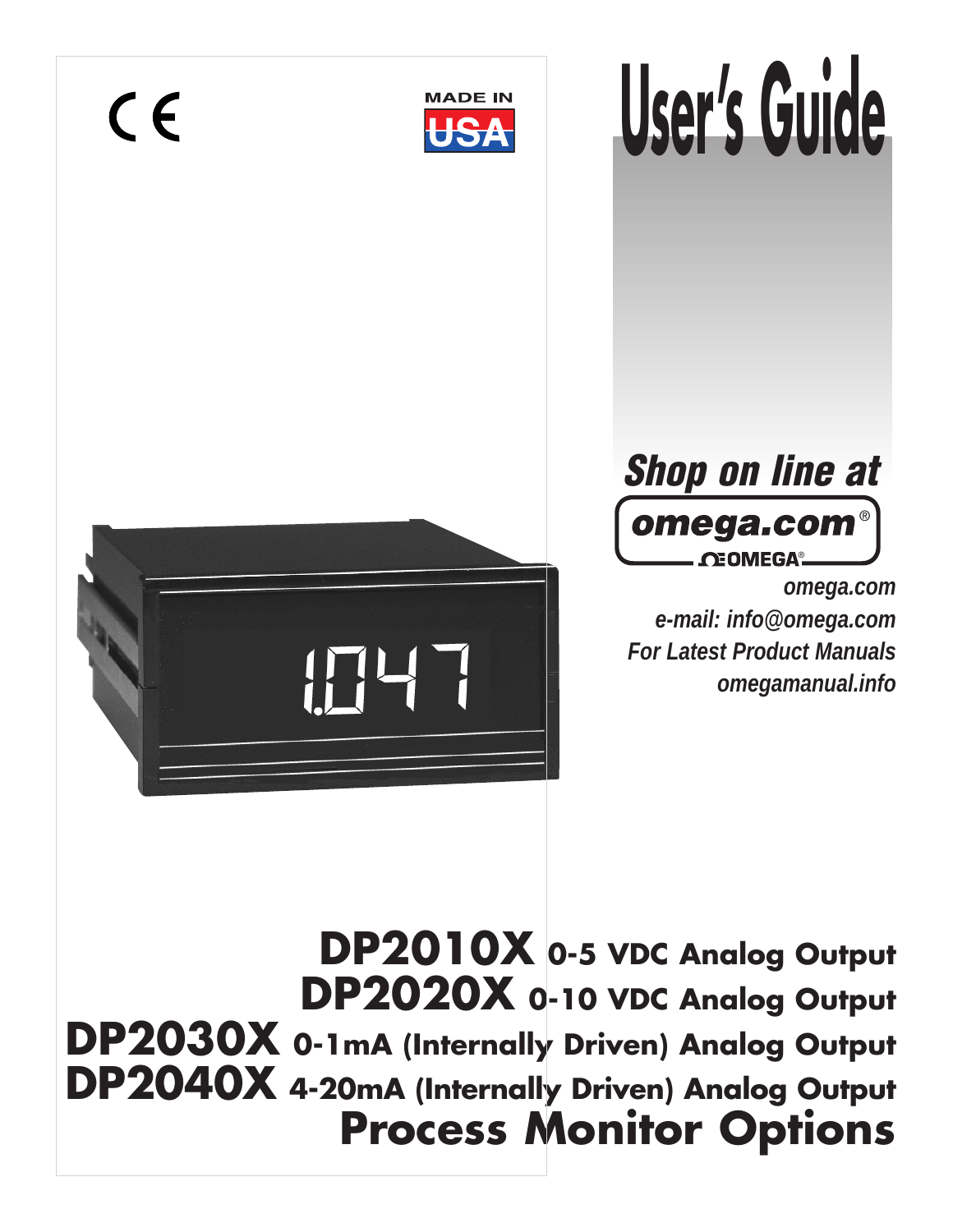CE

MADE IN USA

# User's Guide

*Shop on line at*

**omega.com®**

OMEGA®

*omega.com*
*e-mail: info@omega.com*
*For Latest Product Manuals*
*omegamanual.info*

1.047

## DP2010X 0-5 VDC Analog Output
## DP2020X 0-10 VDC Analog Output
## DP2030X 0-1mA (Internally Driven) Analog Output
## DP2040X 4-20mA (Internally Driven) Analog Output
# Process Monitor Options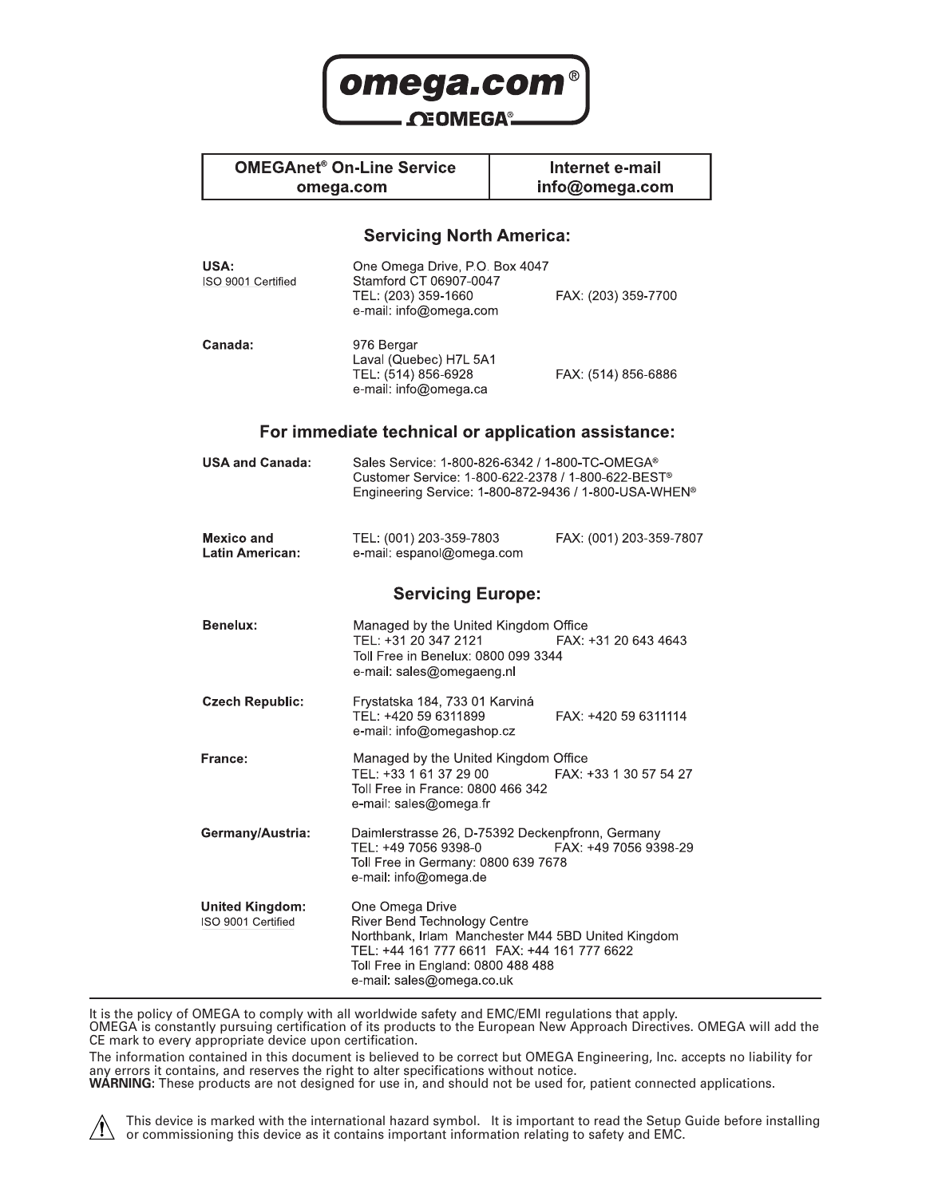**omega.com®**

**ΩOMEGA®**

| OMEGAnet® On-Line Service omega.com | Internet e-mail info@omega.com |
| --- | --- |

## Servicing North America:

**USA:**
ISO 9001 Certified

One Omega Drive, P.O. Box 4047
Stamford CT 06907-0047
TEL: (203) 359-1660 FAX: (203) 359-7700
e-mail: info@omega.com

**Canada:**

976 Bergar
Laval (Quebec) H7L 5A1
TEL: (514) 856-6928 FAX: (514) 856-6886
e-mail: info@omega.ca

## For immediate technical or application assistance:

**USA and Canada:**

Sales Service: 1-800-826-6342 / 1-800-TC-OMEGA®
Customer Service: 1-800-622-2378 / 1-800-622-BEST®
Engineering Service: 1-800-872-9436 / 1-800-USA-WHEN®

**Mexico and Latin American:**

TEL: (001) 203-359-7803 FAX: (001) 203-359-7807
e-mail: espanol@omega.com

## Servicing Europe:

**Benelux:**

Managed by the United Kingdom Office
TEL: +31 20 347 2121 FAX: +31 20 643 4643
Toll Free in Benelux: 0800 099 3344
e-mail: sales@omegaeng.nl

**Czech Republic:**

Frystatska 184, 733 01 Karviná
TEL: +420 59 6311899 FAX: +420 59 6311114
e-mail: info@omegashop.cz

**France:**

Managed by the United Kingdom Office
TEL: +33 1 61 37 29 00 FAX: +33 1 30 57 54 27
Toll Free in France: 0800 466 342
e-mail: sales@omega.fr

**Germany/Austria:**

Daimlerstrasse 26, D-75392 Deckenpfronn, Germany
TEL: +49 7056 9398-0 FAX: +49 7056 9398-29
Toll Free in Germany: 0800 639 7678
e-mail: info@omega.de

**United Kingdom:**
ISO 9001 Certified

One Omega Drive
River Bend Technology Centre
Northbank, Irlam Manchester M44 5BD United Kingdom
TEL: +44 161 777 6611 FAX: +44 161 777 6622
Toll Free in England: 0800 488 488
e-mail: sales@omega.co.uk

---

It is the policy of OMEGA to comply with all worldwide safety and EMC/EMI regulations that apply. OMEGA is constantly pursuing certification of its products to the European New Approach Directives. OMEGA will add the CE mark to every appropriate device upon certification.

The information contained in this document is believed to be correct but OMEGA Engineering, Inc. accepts no liability for any errors it contains, and reserves the right to alter specifications without notice.

**WARNING:** These products are not designed for use in, and should not be used for, patient connected applications.

⚠ This device is marked with the international hazard symbol. It is important to read the Setup Guide before installing or commissioning this device as it contains important information relating to safety and EMC.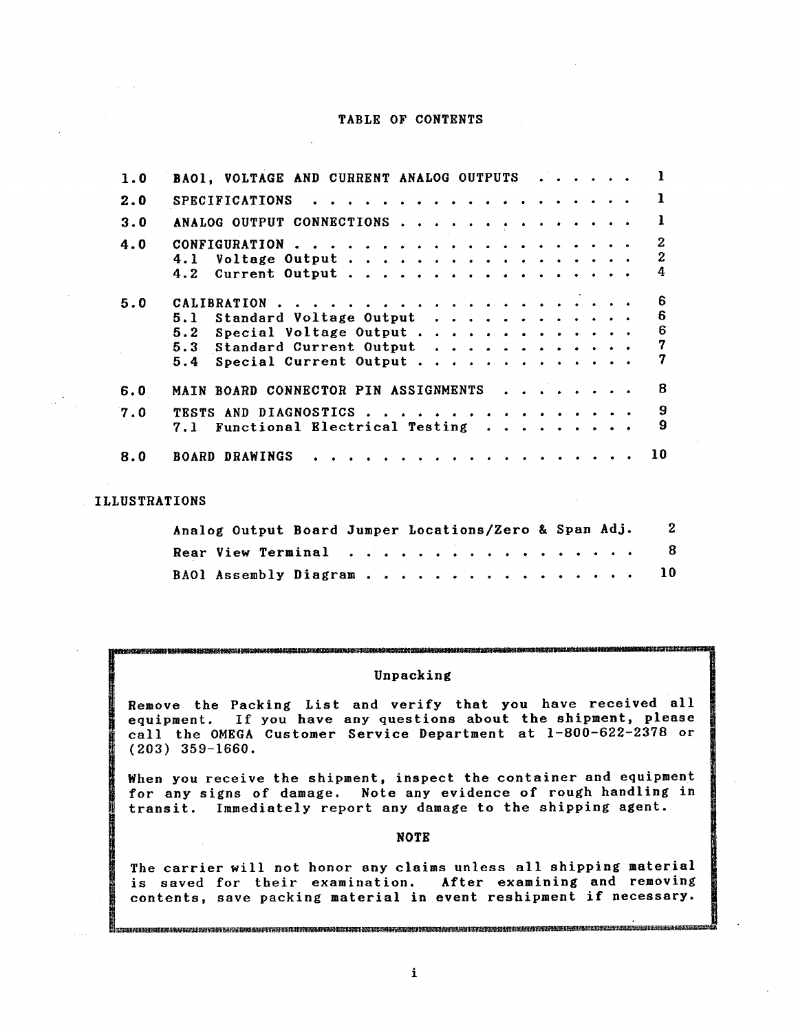# TABLE OF CONTENTS

| | | |
|---|---|---|
| 1.0 | BA01, VOLTAGE AND CURRENT ANALOG OUTPUTS | 1 |
| 2.0 | SPECIFICATIONS | 1 |
| 3.0 | ANALOG OUTPUT CONNECTIONS | 1 |
| 4.0 | CONFIGURATION | 2 |
| | 4.1 Voltage Output | 2 |
| | 4.2 Current Output | 4 |
| 5.0 | CALIBRATION | 6 |
| | 5.1 Standard Voltage Output | 6 |
| | 5.2 Special Voltage Output | 6 |
| | 5.3 Standard Current Output | 7 |
| | 5.4 Special Current Output | 7 |
| 6.0 | MAIN BOARD CONNECTOR PIN ASSIGNMENTS | 8 |
| 7.0 | TESTS AND DIAGNOSTICS | 9 |
| | 7.1 Functional Electrical Testing | 9 |
| 8.0 | BOARD DRAWINGS | 10 |

## ILLUSTRATIONS

| | |
|---|---|
| Analog Output Board Jumper Locations/Zero & Span Adj. | 2 |
| Rear View Terminal | 8 |
| BA01 Assembly Diagram | 10 |

### Unpacking

Remove the Packing List and verify that you have received all equipment. If you have any questions about the shipment, please call the OMEGA Customer Service Department at 1-800-622-2378 or (203) 359-1660.

When you receive the shipment, inspect the container and equipment for any signs of damage. Note any evidence of rough handling in transit. Immediately report any damage to the shipping agent.

**NOTE**

The carrier will not honor any claims unless all shipping material is saved for their examination. After examining and removing contents, save packing material in event reshipment if necessary.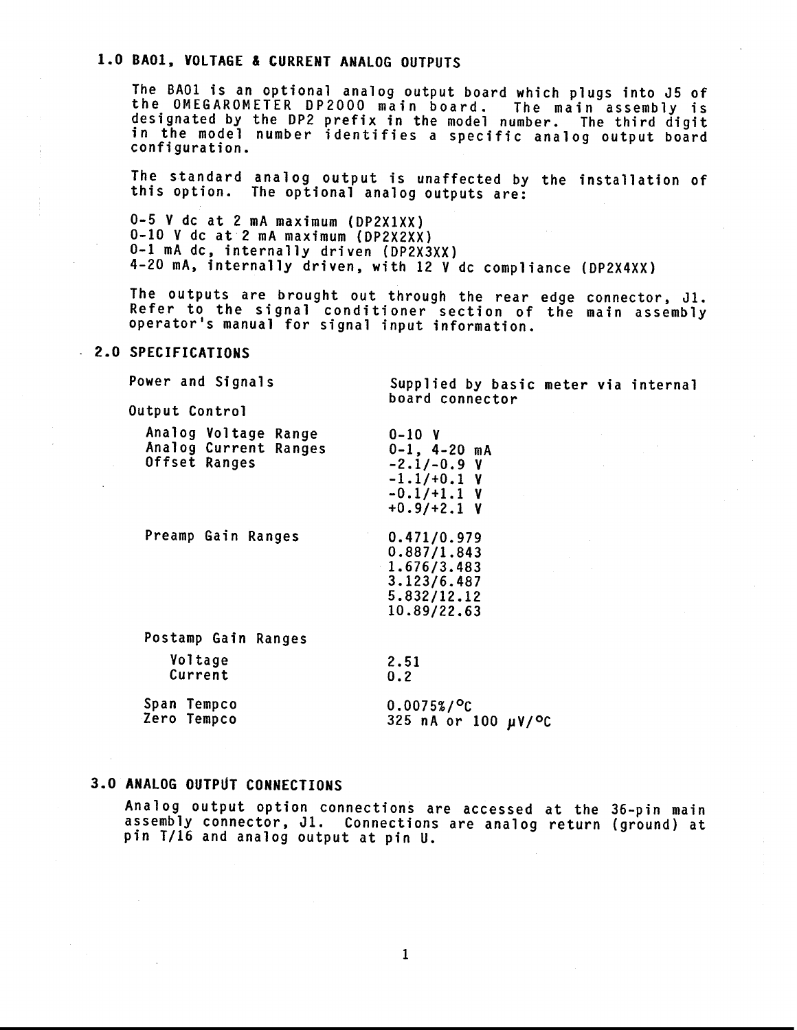## 1.0 BA01, VOLTAGE & CURRENT ANALOG OUTPUTS

The BA01 is an optional analog output board which plugs into J5 of the OMEGAROMETER DP2000 main board. The main assembly is designated by the DP2 prefix in the model number. The third digit in the model number identifies a specific analog output board configuration.

The standard analog output is unaffected by the installation of this option. The optional analog outputs are:

0-5 V dc at 2 mA maximum (DP2X1XX)
0-10 V dc at 2 mA maximum (DP2X2XX)
0-1 mA dc, internally driven (DP2X3XX)
4-20 mA, internally driven, with 12 V dc compliance (DP2X4XX)

The outputs are brought out through the rear edge connector, J1. Refer to the signal conditioner section of the main assembly operator's manual for signal input information.

## 2.0 SPECIFICATIONS

| | |
|---|---|
| Power and Signals | Supplied by basic meter via internal board connector |
| Output Control | |
| Analog Voltage Range | 0-10 V |
| Analog Current Ranges | 0-1, 4-20 mA |
| Offset Ranges | -2.1/-0.9 V<br>-1.1/+0.1 V<br>-0.1/+1.1 V<br>+0.9/+2.1 V |
| Preamp Gain Ranges | 0.471/0.979<br>0.887/1.843<br>1.676/3.483<br>3.123/6.487<br>5.832/12.12<br>10.89/22.63 |
| Postamp Gain Ranges | |
| Voltage | 2.51 |
| Current | 0.2 |
| Span Tempco | 0.0075%/°C |
| Zero Tempco | 325 nA or 100 μV/°C |

## 3.0 ANALOG OUTPUT CONNECTIONS

Analog output option connections are accessed at the 36-pin main assembly connector, J1. Connections are analog return (ground) at pin T/16 and analog output at pin U.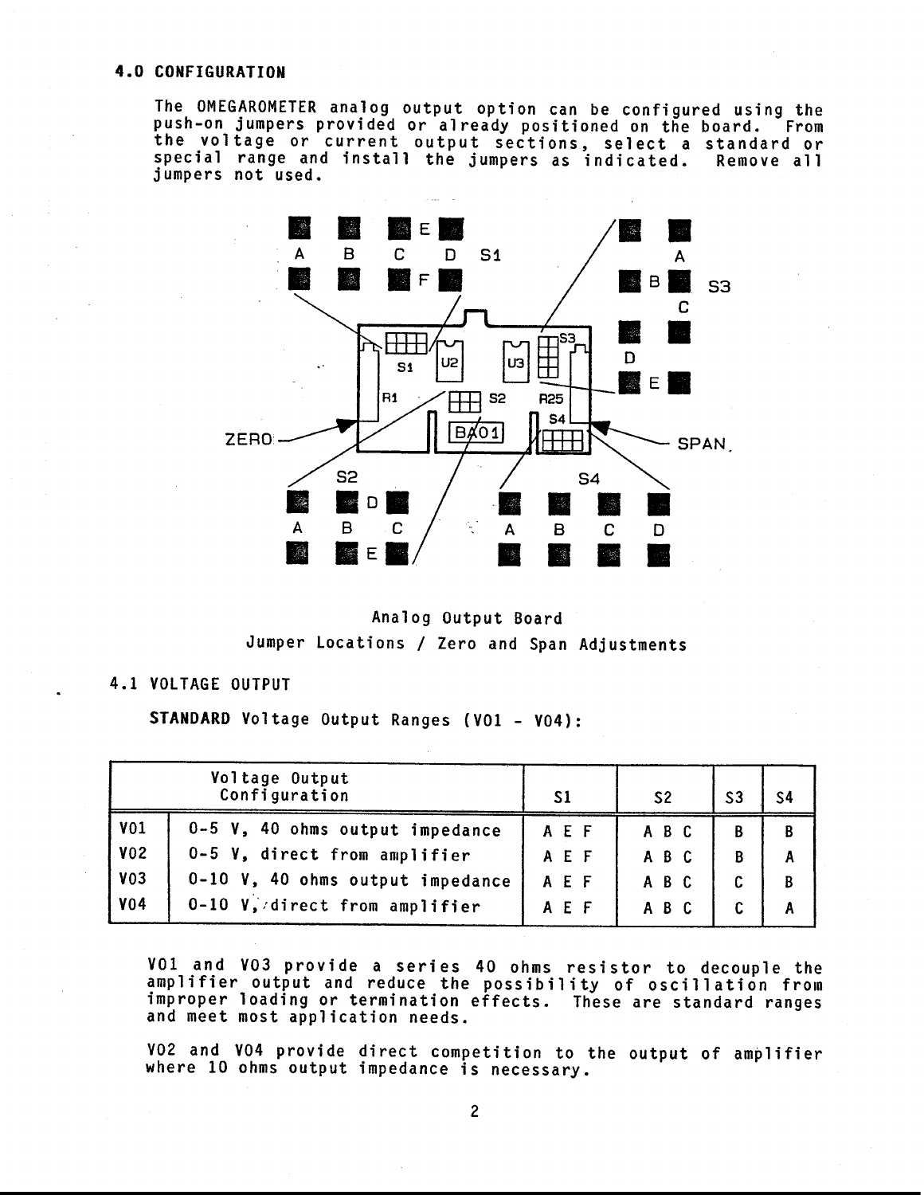## 4.0 CONFIGURATION

The OMEGAROMETER analog output option can be configured using the push-on jumpers provided or already positioned on the board. From the voltage or current output sections, select a standard or special range and install the jumpers as indicated. Remove all jumpers not used.

Analog Output Board

Jumper Locations / Zero and Span Adjustments

## 4.1 VOLTAGE OUTPUT

**STANDARD** Voltage Output Ranges (V01 - V04):

| Voltage Output Configuration | | S1 | S2 | S3 | S4 |
|---|---|---|---|---|---|
| V01 | 0-5 V, 40 ohms output impedance | A E F | A B C | B | B |
| V02 | 0-5 V, direct from amplifier | A E F | A B C | B | A |
| V03 | 0-10 V, 40 ohms output impedance | A E F | A B C | C | B |
| V04 | 0-10 V, direct from amplifier | A E F | A B C | C | A |

V01 and V03 provide a series 40 ohms resistor to decouple the amplifier output and reduce the possibility of oscillation from improper loading or termination effects. These are standard ranges and meet most application needs.

V02 and V04 provide direct competition to the output of amplifier where 10 ohms output impedance is necessary.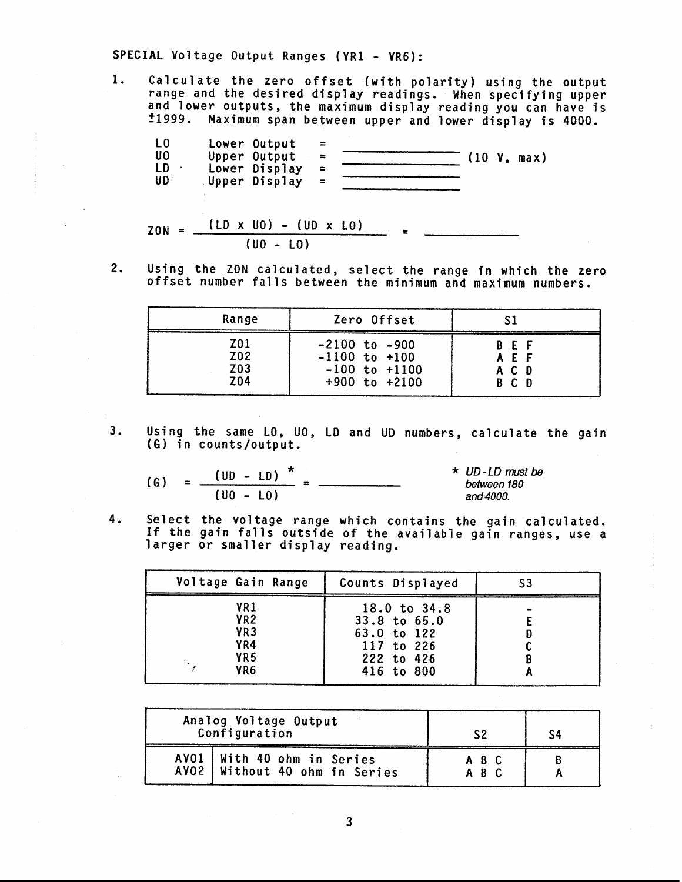**SPECIAL** Voltage Output Ranges (VR1 - VR6):

1. Calculate the zero offset (with polarity) using the output range and the desired display readings. When specifying upper and lower outputs, the maximum display reading you can have is ±1999. Maximum span between upper and lower display is 4000.

| | | | |
|---|---|---|---|
| LO | Lower Output | = | ______________ |
| UO | Upper Output | = | ______________ (10 V, max) |
| LD | Lower Display | = | ______________ |
| UD | Upper Display | = | ______________ |

$$ZON = \frac{(LD \times UO) - (UD \times LO)}{(UO - LO)} = \_\_\_\_\_\_\_\_\_\_$$

2. Using the ZON calculated, select the range in which the zero offset number falls between the minimum and maximum numbers.

| Range | Zero Offset | S1 |
|---|---|---|
| Z01 | -2100 to -900 | B E F |
| Z02 | -1100 to +100 | A E F |
| Z03 | -100 to +1100 | A C D |
| Z04 | +900 to +2100 | B C D |

3. Using the same LO, UO, LD and UD numbers, calculate the gain (G) in counts/output.

$$(G) = \frac{(UD - LD)^{*}}{(UO - LO)} = \_\_\_\_\_\_\_\_\_\_$$

*\* UD-LD must be between 180 and 4000.*

4. Select the voltage range which contains the gain calculated. If the gain falls outside of the available gain ranges, use a larger or smaller display reading.

| Voltage Gain Range | Counts Displayed | S3 |
|---|---|---|
| VR1 | 18.0 to 34.8 | - |
| VR2 | 33.8 to 65.0 | E |
| VR3 | 63.0 to 122 | D |
| VR4 | 117 to 226 | C |
| VR5 | 222 to 426 | B |
| VR6 | 416 to 800 | A |

| Analog Voltage Output Configuration | | S2 | S4 |
|---|---|---|---|
| AV01 | With 40 ohm in Series | A B C | B |
| AV02 | Without 40 ohm in Series | A B C | A |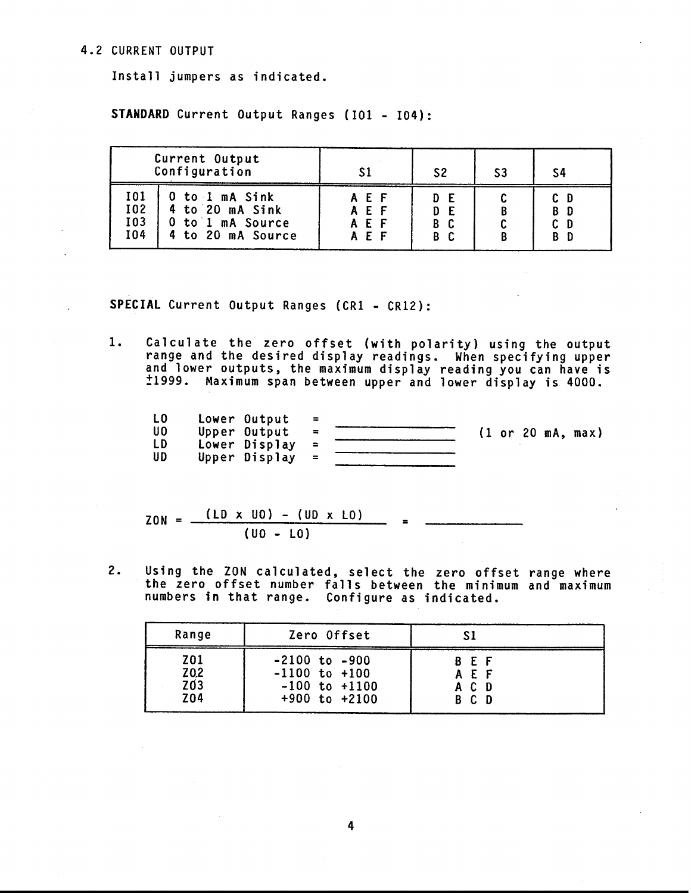## 4.2 CURRENT OUTPUT

Install jumpers as indicated.

**STANDARD** Current Output Ranges (I01 - I04):

| | Current Output Configuration | S1 | S2 | S3 | S4 |
|---|---|---|---|---|---|
| I01 | 0 to 1 mA Sink | A E F | D E | C | C D |
| I02 | 4 to 20 mA Sink | A E F | D E | B | B D |
| I03 | 0 to 1 mA Source | A E F | B C | C | C D |
| I04 | 4 to 20 mA Source | A E F | B C | B | B D |

**SPECIAL** Current Output Ranges (CR1 - CR12):

1. Calculate the zero offset (with polarity) using the output range and the desired display readings. When specifying upper and lower outputs, the maximum display reading you can have is ±1999. Maximum span between upper and lower display is 4000.

   LO  Lower Output  = \_\_\_\_\_\_\_\_\_\_\_\_
   UO  Upper Output  = \_\_\_\_\_\_\_\_\_\_\_\_  (1 or 20 mA, max)
   LD  Lower Display = \_\_\_\_\_\_\_\_\_\_\_\_
   UD  Upper Display = \_\_\_\_\_\_\_\_\_\_\_\_

   $$ZON = \frac{(LD \times UO) - (UD \times LO)}{(UO - LO)} = \_\_\_\_\_\_\_\_\_\_$$

2. Using the ZON calculated, select the zero offset range where the zero offset number falls between the minimum and maximum numbers in that range. Configure as indicated.

| Range | Zero Offset | S1 |
|---|---|---|
| Z01 | -2100 to -900 | B E F |
| Z02 | -1100 to +100 | A E F |
| Z03 | -100 to +1100 | A C D |
| Z04 | +900 to +2100 | B C D |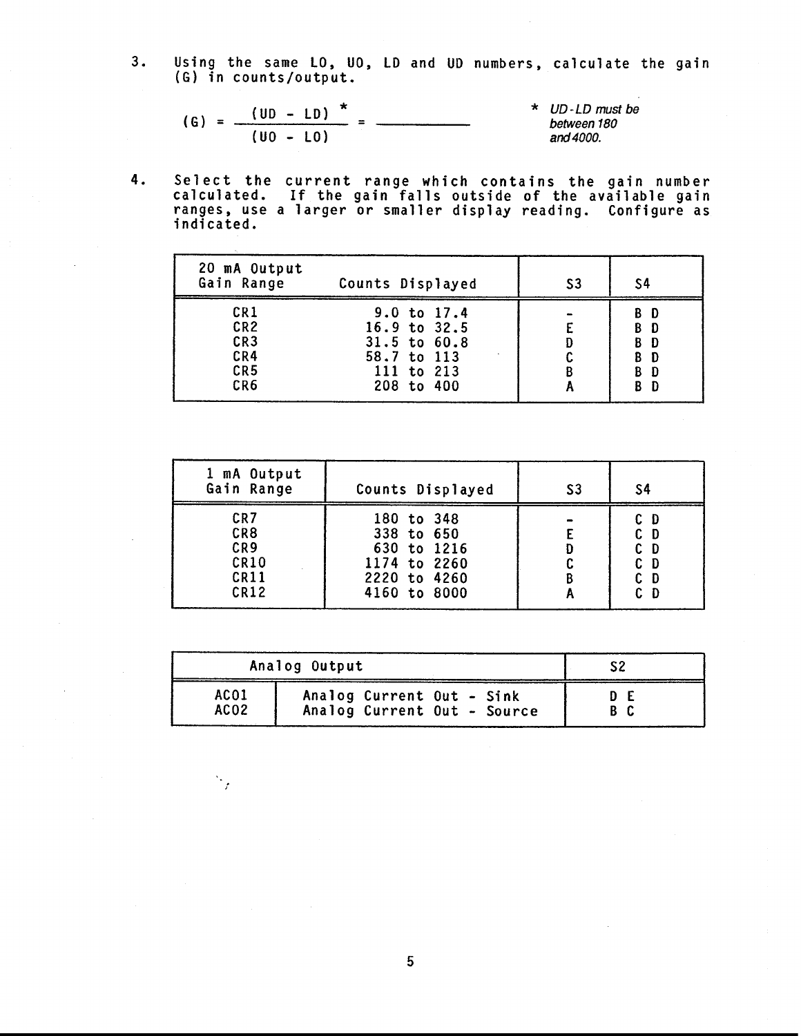3. Using the same LO, UO, LD and UD numbers, calculate the gain (G) in counts/output.

$$(G) = \frac{(UD - LD)^{*}}{(UO - LO)} = \underline{\qquad\qquad}$$

\* *UD - LD must be between 180 and 4000.*

4. Select the current range which contains the gain number calculated. If the gain falls outside of the available gain ranges, use a larger or smaller display reading. Configure as indicated.

| 20 mA Output Gain Range | Counts Displayed | S3 | S4 |
|---|---|---|---|
| CR1 | 9.0 to 17.4 | - | B D |
| CR2 | 16.9 to 32.5 | E | B D |
| CR3 | 31.5 to 60.8 | D | B D |
| CR4 | 58.7 to 113 | C | B D |
| CR5 | 111 to 213 | B | B D |
| CR6 | 208 to 400 | A | B D |

| 1 mA Output Gain Range | Counts Displayed | S3 | S4 |
|---|---|---|---|
| CR7 | 180 to 348 | - | C D |
| CR8 | 338 to 650 | E | C D |
| CR9 | 630 to 1216 | D | C D |
| CR10 | 1174 to 2260 | C | C D |
| CR11 | 2220 to 4260 | B | C D |
| CR12 | 4160 to 8000 | A | C D |

| Analog Output | | S2 |
|---|---|---|
| ACO1 | Analog Current Out - Sink | D E |
| ACO2 | Analog Current Out - Source | B C |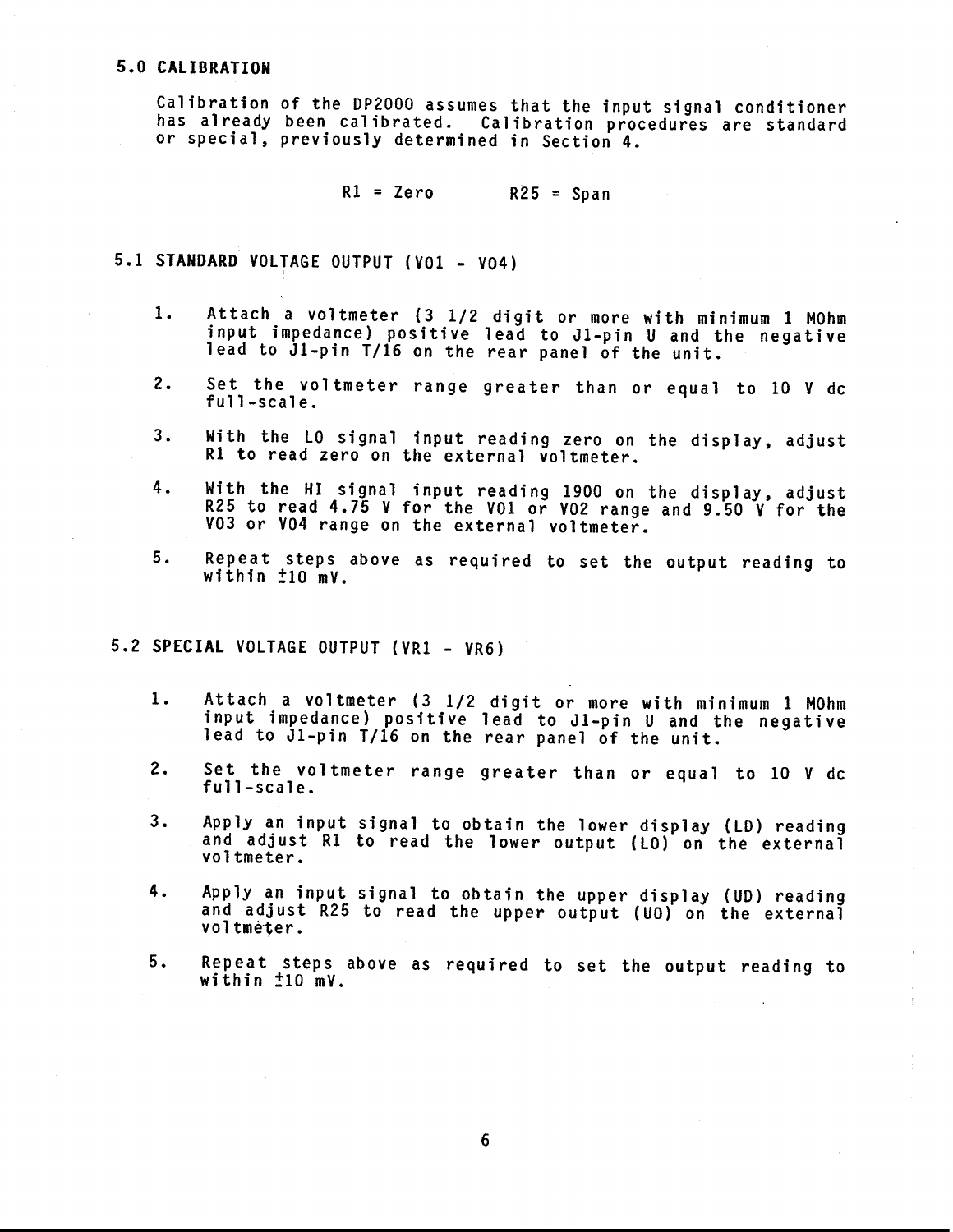## 5.0 CALIBRATION

Calibration of the DP2000 assumes that the input signal conditioner has already been calibrated. Calibration procedures are standard or special, previously determined in Section 4.

R1 = Zero        R25 = Span

## 5.1 STANDARD VOLTAGE OUTPUT (VO1 - VO4)

1. Attach a voltmeter (3 1/2 digit or more with minimum 1 MOhm input impedance) positive lead to J1-pin U and the negative lead to J1-pin T/16 on the rear panel of the unit.
2. Set the voltmeter range greater than or equal to 10 V dc full-scale.
3. With the LO signal input reading zero on the display, adjust R1 to read zero on the external voltmeter.
4. With the HI signal input reading 1900 on the display, adjust R25 to read 4.75 V for the VO1 or VO2 range and 9.50 V for the VO3 or VO4 range on the external voltmeter.
5. Repeat steps above as required to set the output reading to within ±10 mV.

## 5.2 SPECIAL VOLTAGE OUTPUT (VR1 - VR6)

1. Attach a voltmeter (3 1/2 digit or more with minimum 1 MOhm input impedance) positive lead to J1-pin U and the negative lead to J1-pin T/16 on the rear panel of the unit.
2. Set the voltmeter range greater than or equal to 10 V dc full-scale.
3. Apply an input signal to obtain the lower display (LD) reading and adjust R1 to read the lower output (LO) on the external voltmeter.
4. Apply an input signal to obtain the upper display (UD) reading and adjust R25 to read the upper output (UO) on the external voltmeter.
5. Repeat steps above as required to set the output reading to within ±10 mV.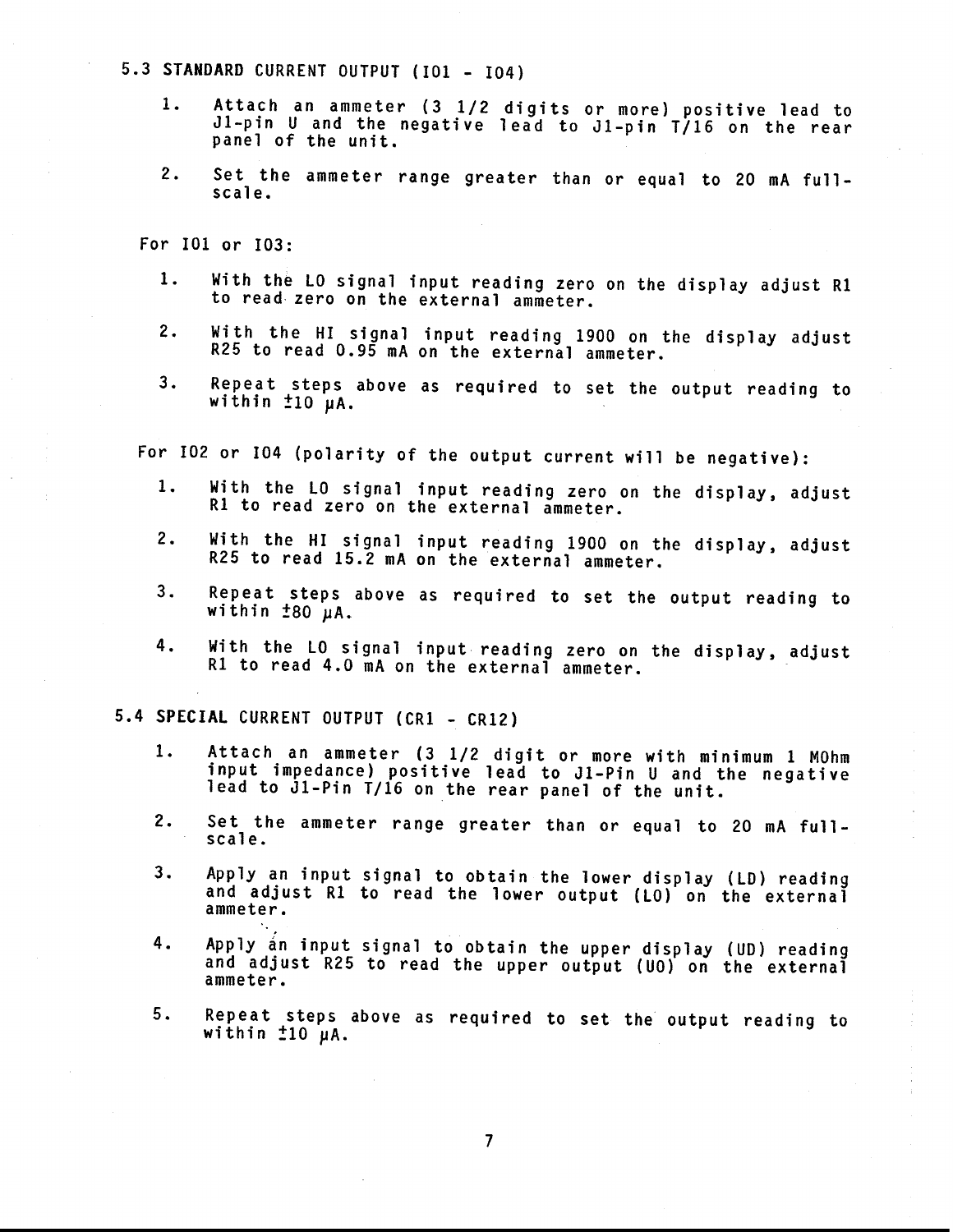## 5.3 STANDARD CURRENT OUTPUT (IO1 - IO4)

1. Attach an ammeter (3 1/2 digits or more) positive lead to J1-pin U and the negative lead to J1-pin T/16 on the rear panel of the unit.
2. Set the ammeter range greater than or equal to 20 mA full-scale.

For IO1 or IO3:

1. With the LO signal input reading zero on the display adjust R1 to read zero on the external ammeter.
2. With the HI signal input reading 1900 on the display adjust R25 to read 0.95 mA on the external ammeter.
3. Repeat steps above as required to set the output reading to within ±10 μA.

For IO2 or IO4 (polarity of the output current will be negative):

1. With the LO signal input reading zero on the display, adjust R1 to read zero on the external ammeter.
2. With the HI signal input reading 1900 on the display, adjust R25 to read 15.2 mA on the external ammeter.
3. Repeat steps above as required to set the output reading to within ±80 μA.
4. With the LO signal input reading zero on the display, adjust R1 to read 4.0 mA on the external ammeter.

## 5.4 SPECIAL CURRENT OUTPUT (CR1 - CR12)

1. Attach an ammeter (3 1/2 digit or more with minimum 1 MOhm input impedance) positive lead to J1-Pin U and the negative lead to J1-Pin T/16 on the rear panel of the unit.
2. Set the ammeter range greater than or equal to 20 mA full-scale.
3. Apply an input signal to obtain the lower display (LD) reading and adjust R1 to read the lower output (LO) on the external ammeter.
4. Apply an input signal to obtain the upper display (UD) reading and adjust R25 to read the upper output (UO) on the external ammeter.
5. Repeat steps above as required to set the output reading to within ±10 μA.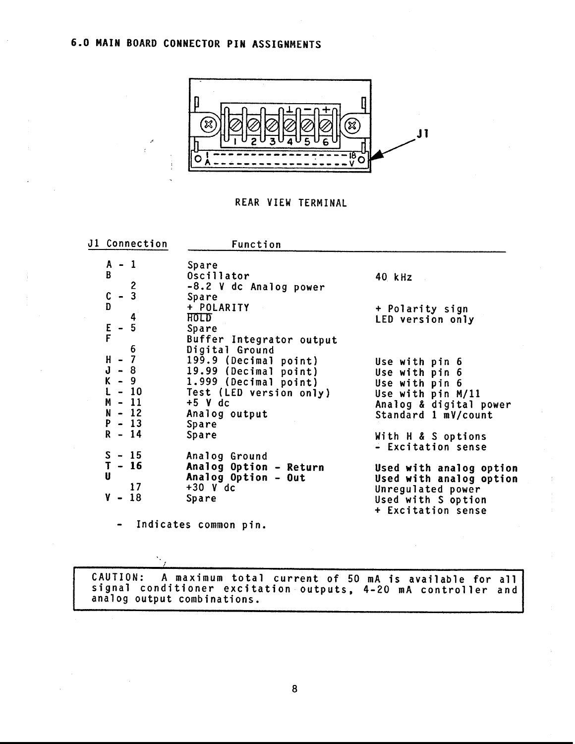## 6.0 MAIN BOARD CONNECTOR PIN ASSIGNMENTS

REAR VIEW TERMINAL

| J1 Connection | Function | |
|---|---|---|
| A - 1 | Spare | |
| B | Oscillator | 40 kHz |
| 2 | -8.2 V dc Analog power | |
| C - 3 | Spare | |
| D | + POLARITY | + Polarity sign |
| 4 | HOLD (overlined) | LED version only |
| E - 5 | Spare | |
| F | Buffer Integrator output | |
| 6 | Digital Ground | |
| H - 7 | 199.9 (Decimal point) | Use with pin 6 |
| J - 8 | 19.99 (Decimal point) | Use with pin 6 |
| K - 9 | 1.999 (Decimal point) | Use with pin 6 |
| L - 10 | Test (LED version only) | Use with pin M/11 |
| M - 11 | +5 V dc | Analog & digital power |
| N - 12 | Analog output | Standard 1 mV/count |
| P - 13 | Spare | |
| R - 14 | Spare | With H & S options<br>- Excitation sense |
| S - 15 | Analog Ground | |
| **T - 16** | **Analog Option - Return** | **Used with analog option** |
| **U** | **Analog Option - Out** | **Used with analog option** |
| 17 | +30 V dc | Unregulated power |
| V - 18 | Spare | Used with S option<br>+ Excitation sense |

\- Indicates common pin.

> CAUTION: A maximum total current of 50 mA is available for all signal conditioner excitation outputs, 4-20 mA controller and analog output combinations.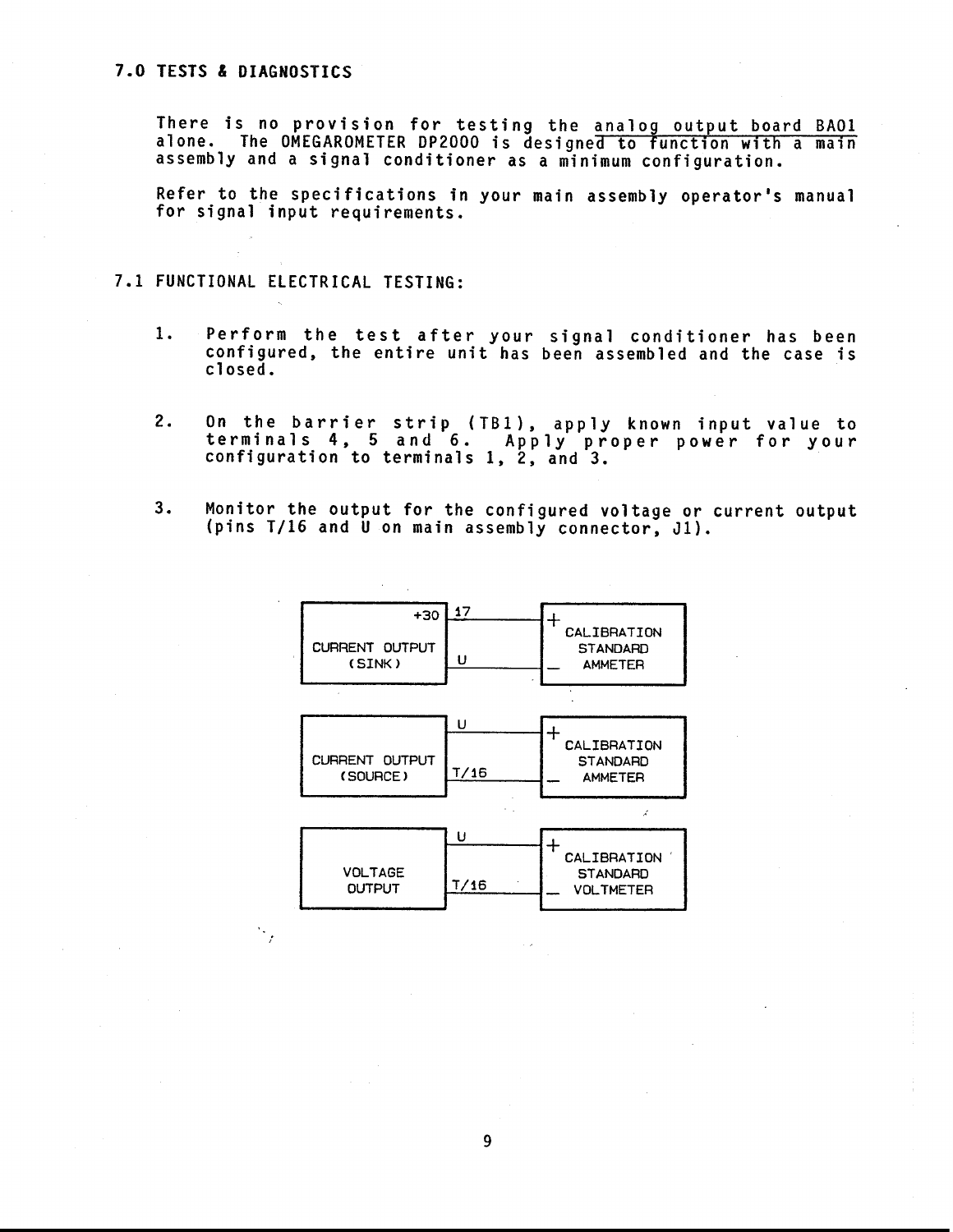## 7.0 TESTS & DIAGNOSTICS

There is no provision for testing the analog output board BA01 alone. The OMEGAROMETER DP2000 is designed to function with a main assembly and a signal conditioner as a minimum configuration.

Refer to the specifications in your main assembly operator's manual for signal input requirements.

## 7.1 FUNCTIONAL ELECTRICAL TESTING:

1. Perform the test after your signal conditioner has been configured, the entire unit has been assembled and the case is closed.

2. On the barrier strip (TB1), apply known input value to terminals 4, 5 and 6. Apply proper power for your configuration to terminals 1, 2, and 3.

3. Monitor the output for the configured voltage or current output (pins T/16 and U on main assembly connector, J1).

| Output | Terminal | Connects to |
|---|---|---|
| CURRENT OUTPUT (SINK) | +30 17 | + CALIBRATION STANDARD AMMETER |
| | U | − |
| CURRENT OUTPUT (SOURCE) | U | + CALIBRATION STANDARD AMMETER |
| | T/16 | − |
| VOLTAGE OUTPUT | U | + CALIBRATION STANDARD VOLTMETER |
| | T/16 | − |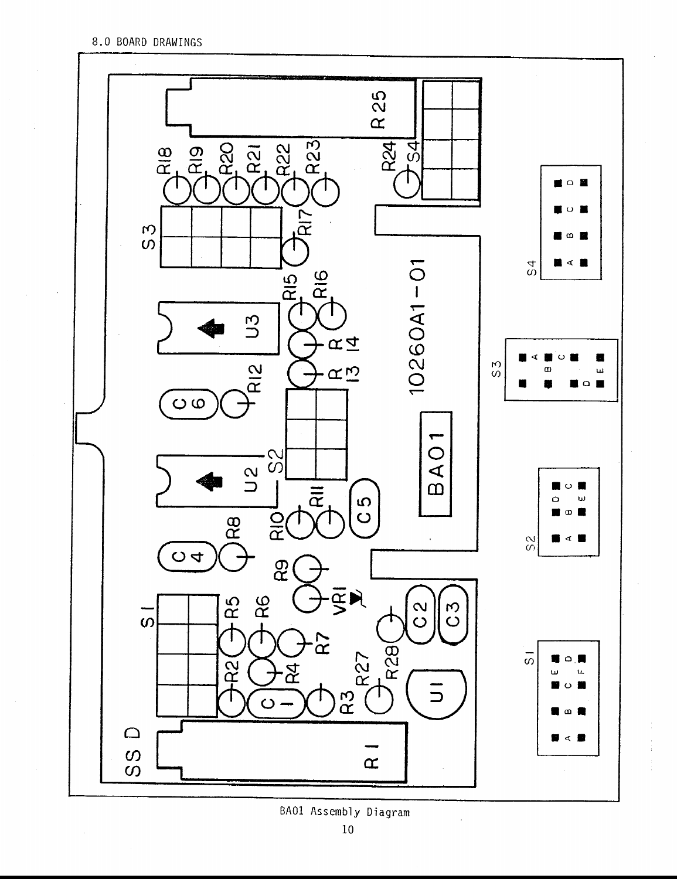8.0 BOARD DRAWINGS

BA01 Assembly Diagram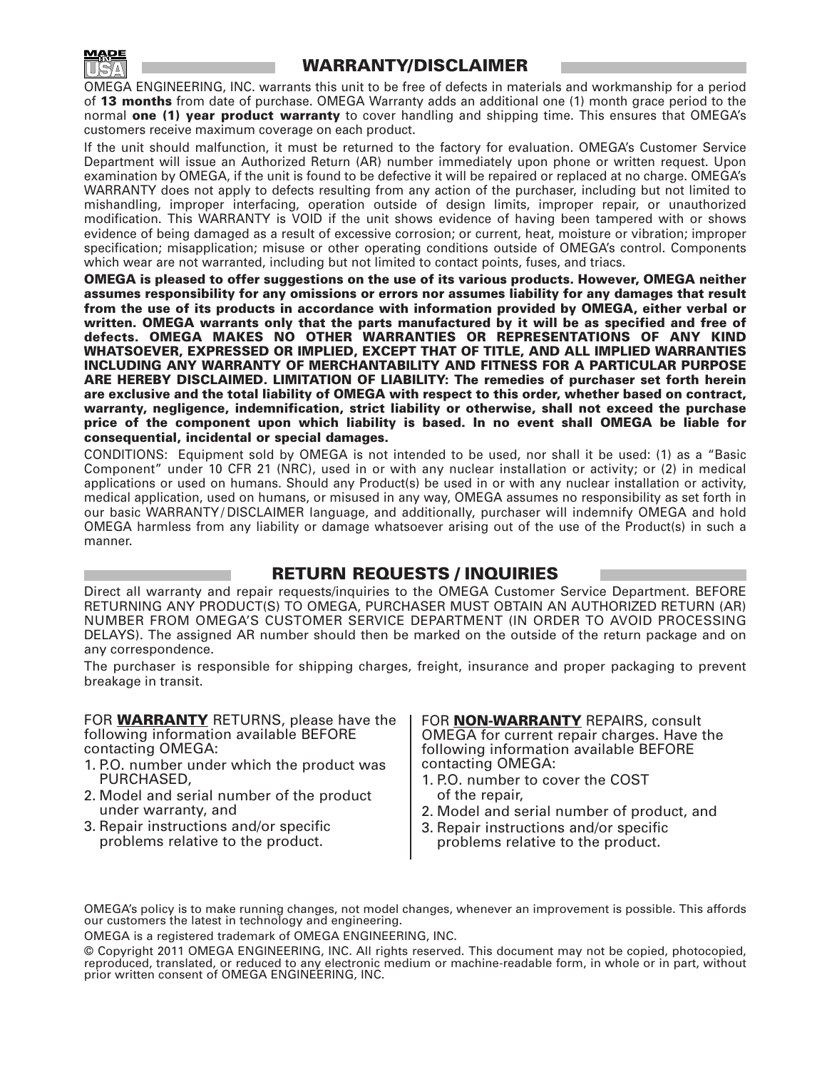MADE IN USA

## WARRANTY/DISCLAIMER

OMEGA ENGINEERING, INC. warrants this unit to be free of defects in materials and workmanship for a period of **13 months** from date of purchase. OMEGA Warranty adds an additional one (1) month grace period to the normal **one (1) year product warranty** to cover handling and shipping time. This ensures that OMEGA's customers receive maximum coverage on each product.

If the unit should malfunction, it must be returned to the factory for evaluation. OMEGA's Customer Service Department will issue an Authorized Return (AR) number immediately upon phone or written request. Upon examination by OMEGA, if the unit is found to be defective it will be repaired or replaced at no charge. OMEGA's WARRANTY does not apply to defects resulting from any action of the purchaser, including but not limited to mishandling, improper interfacing, operation outside of design limits, improper repair, or unauthorized modification. This WARRANTY is VOID if the unit shows evidence of having been tampered with or shows evidence of being damaged as a result of excessive corrosion; or current, heat, moisture or vibration; improper specification; misapplication; misuse or other operating conditions outside of OMEGA's control. Components which wear are not warranted, including but not limited to contact points, fuses, and triacs.

**OMEGA is pleased to offer suggestions on the use of its various products. However, OMEGA neither assumes responsibility for any omissions or errors nor assumes liability for any damages that result from the use of its products in accordance with information provided by OMEGA, either verbal or written. OMEGA warrants only that the parts manufactured by it will be as specified and free of defects. OMEGA MAKES NO OTHER WARRANTIES OR REPRESENTATIONS OF ANY KIND WHATSOEVER, EXPRESSED OR IMPLIED, EXCEPT THAT OF TITLE, AND ALL IMPLIED WARRANTIES INCLUDING ANY WARRANTY OF MERCHANTABILITY AND FITNESS FOR A PARTICULAR PURPOSE ARE HEREBY DISCLAIMED. LIMITATION OF LIABILITY: The remedies of purchaser set forth herein are exclusive and the total liability of OMEGA with respect to this order, whether based on contract, warranty, negligence, indemnification, strict liability or otherwise, shall not exceed the purchase price of the component upon which liability is based. In no event shall OMEGA be liable for consequential, incidental or special damages.**

CONDITIONS: Equipment sold by OMEGA is not intended to be used, nor shall it be used: (1) as a "Basic Component" under 10 CFR 21 (NRC), used in or with any nuclear installation or activity; or (2) in medical applications or used on humans. Should any Product(s) be used in or with any nuclear installation or activity, medical application, used on humans, or misused in any way, OMEGA assumes no responsibility as set forth in our basic WARRANTY/DISCLAIMER language, and additionally, purchaser will indemnify OMEGA and hold OMEGA harmless from any liability or damage whatsoever arising out of the use of the Product(s) in such a manner.

## RETURN REQUESTS / INQUIRIES

Direct all warranty and repair requests/inquiries to the OMEGA Customer Service Department. BEFORE RETURNING ANY PRODUCT(S) TO OMEGA, PURCHASER MUST OBTAIN AN AUTHORIZED RETURN (AR) NUMBER FROM OMEGA'S CUSTOMER SERVICE DEPARTMENT (IN ORDER TO AVOID PROCESSING DELAYS). The assigned AR number should then be marked on the outside of the return package and on any correspondence.

The purchaser is responsible for shipping charges, freight, insurance and proper packaging to prevent breakage in transit.

FOR **WARRANTY** RETURNS, please have the following information available BEFORE contacting OMEGA:

1. P.O. number under which the product was PURCHASED,
2. Model and serial number of the product under warranty, and
3. Repair instructions and/or specific problems relative to the product.

FOR **NON-WARRANTY** REPAIRS, consult OMEGA for current repair charges. Have the following information available BEFORE contacting OMEGA:

1. P.O. number to cover the COST of the repair,
2. Model and serial number of product, and
3. Repair instructions and/or specific problems relative to the product.

OMEGA's policy is to make running changes, not model changes, whenever an improvement is possible. This affords our customers the latest in technology and engineering.

OMEGA is a registered trademark of OMEGA ENGINEERING, INC.

© Copyright 2011 OMEGA ENGINEERING, INC. All rights reserved. This document may not be copied, photocopied, reproduced, translated, or reduced to any electronic medium or machine-readable form, in whole or in part, without prior written consent of OMEGA ENGINEERING, INC.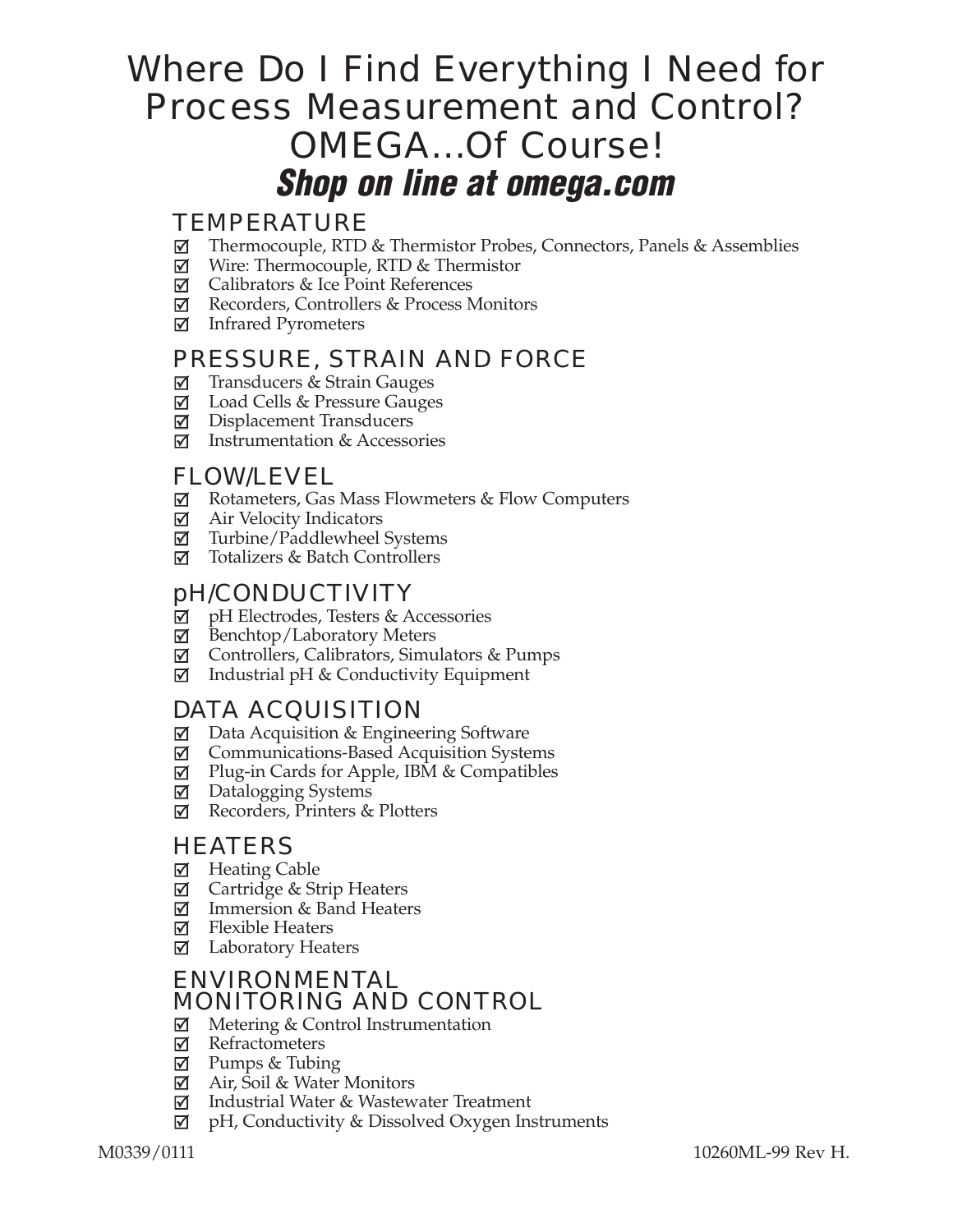# Where Do I Find Everything I Need for Process Measurement and Control? OMEGA...Of Course!

***Shop on line at omega.com***

## TEMPERATURE

- ☑ Thermocouple, RTD & Thermistor Probes, Connectors, Panels & Assemblies
- ☑ Wire: Thermocouple, RTD & Thermistor
- ☑ Calibrators & Ice Point References
- ☑ Recorders, Controllers & Process Monitors
- ☑ Infrared Pyrometers

## PRESSURE, STRAIN AND FORCE

- ☑ Transducers & Strain Gauges
- ☑ Load Cells & Pressure Gauges
- ☑ Displacement Transducers
- ☑ Instrumentation & Accessories

## FLOW/LEVEL

- ☑ Rotameters, Gas Mass Flowmeters & Flow Computers
- ☑ Air Velocity Indicators
- ☑ Turbine/Paddlewheel Systems
- ☑ Totalizers & Batch Controllers

## pH/CONDUCTIVITY

- ☑ pH Electrodes, Testers & Accessories
- ☑ Benchtop/Laboratory Meters
- ☑ Controllers, Calibrators, Simulators & Pumps
- ☑ Industrial pH & Conductivity Equipment

## DATA ACQUISITION

- ☑ Data Acquisition & Engineering Software
- ☑ Communications-Based Acquisition Systems
- ☑ Plug-in Cards for Apple, IBM & Compatibles
- ☑ Datalogging Systems
- ☑ Recorders, Printers & Plotters

## HEATERS

- ☑ Heating Cable
- ☑ Cartridge & Strip Heaters
- ☑ Immersion & Band Heaters
- ☑ Flexible Heaters
- ☑ Laboratory Heaters

## ENVIRONMENTAL MONITORING AND CONTROL

- ☑ Metering & Control Instrumentation
- ☑ Refractometers
- ☑ Pumps & Tubing
- ☑ Air, Soil & Water Monitors
- ☑ Industrial Water & Wastewater Treatment
- ☑ pH, Conductivity & Dissolved Oxygen Instruments

M0339/0111 10260ML-99 Rev H.